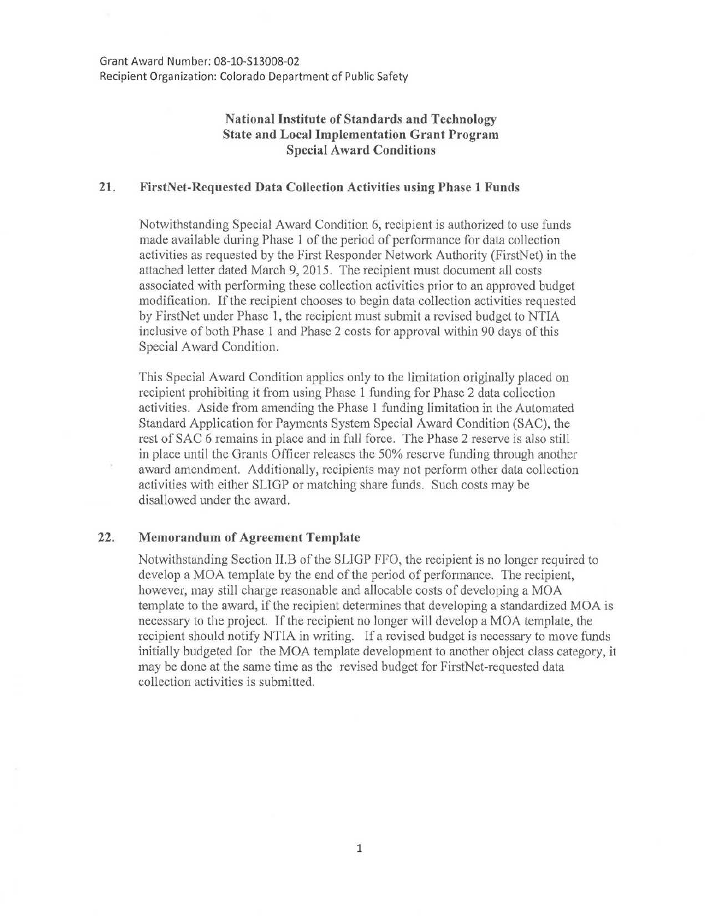Grant Award Number: 08-10-S13008-02
Recipient Organization: Colorado Department of Public Safety

# National Institute of Standards and Technology
## State and Local Implementation Grant Program
## Special Award Conditions

### 21. FirstNet-Requested Data Collection Activities using Phase 1 Funds

Notwithstanding Special Award Condition 6, recipient is authorized to use funds made available during Phase 1 of the period of performance for data collection activities as requested by the First Responder Network Authority (FirstNet) in the attached letter dated March 9, 2015. The recipient must document all costs associated with performing these collection activities prior to an approved budget modification. If the recipient chooses to begin data collection activities requested by FirstNet under Phase 1, the recipient must submit a revised budget to NTIA inclusive of both Phase 1 and Phase 2 costs for approval within 90 days of this Special Award Condition.

This Special Award Condition applies only to the limitation originally placed on recipient prohibiting it from using Phase 1 funding for Phase 2 data collection activities. Aside from amending the Phase 1 funding limitation in the Automated Standard Application for Payments System Special Award Condition (SAC), the rest of SAC 6 remains in place and in full force. The Phase 2 reserve is also still in place until the Grants Officer releases the 50% reserve funding through another award amendment. Additionally, recipients may not perform other data collection activities with either SLIGP or matching share funds. Such costs may be disallowed under the award.

### 22. Memorandum of Agreement Template

Notwithstanding Section II.B of the SLIGP FFO, the recipient is no longer required to develop a MOA template by the end of the period of performance. The recipient, however, may still charge reasonable and allocable costs of developing a MOA template to the award, if the recipient determines that developing a standardized MOA is necessary to the project. If the recipient no longer will develop a MOA template, the recipient should notify NTIA in writing. If a revised budget is necessary to move funds initially budgeted for the MOA template development to another object class category, it may be done at the same time as the revised budget for FirstNet-requested data collection activities is submitted.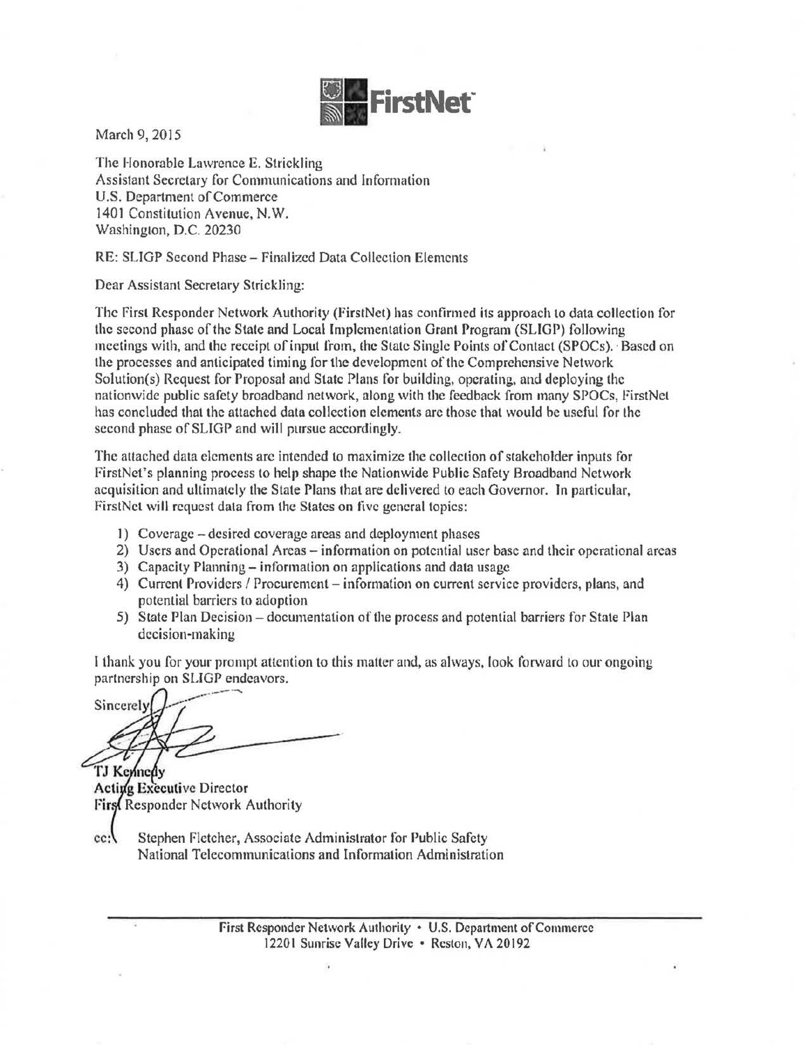FirstNet

March 9, 2015

The Honorable Lawrence E. Strickling
Assistant Secretary for Communications and Information
U.S. Department of Commerce
1401 Constitution Avenue, N.W.
Washington, D.C. 20230

RE: SLIGP Second Phase – Finalized Data Collection Elements

Dear Assistant Secretary Strickling:

The First Responder Network Authority (FirstNet) has confirmed its approach to data collection for the second phase of the State and Local Implementation Grant Program (SLIGP) following meetings with, and the receipt of input from, the State Single Points of Contact (SPOCs). Based on the processes and anticipated timing for the development of the Comprehensive Network Solution(s) Request for Proposal and State Plans for building, operating, and deploying the nationwide public safety broadband network, along with the feedback from many SPOCs, FirstNet has concluded that the attached data collection elements are those that would be useful for the second phase of SLIGP and will pursue accordingly.

The attached data elements are intended to maximize the collection of stakeholder inputs for FirstNet's planning process to help shape the Nationwide Public Safety Broadband Network acquisition and ultimately the State Plans that are delivered to each Governor. In particular, FirstNet will request data from the States on five general topics:

1) Coverage – desired coverage areas and deployment phases
2) Users and Operational Areas – information on potential user base and their operational areas
3) Capacity Planning – information on applications and data usage
4) Current Providers / Procurement – information on current service providers, plans, and potential barriers to adoption
5) State Plan Decision – documentation of the process and potential barriers for State Plan decision-making

I thank you for your prompt attention to this matter and, as always, look forward to our ongoing partnership on SLIGP endeavors.

Sincerely,

TJ Kennedy
Acting Executive Director
First Responder Network Authority

cc: Stephen Fletcher, Associate Administrator for Public Safety
National Telecommunications and Information Administration

First Responder Network Authority • U.S. Department of Commerce
12201 Sunrise Valley Drive • Reston, VA 20192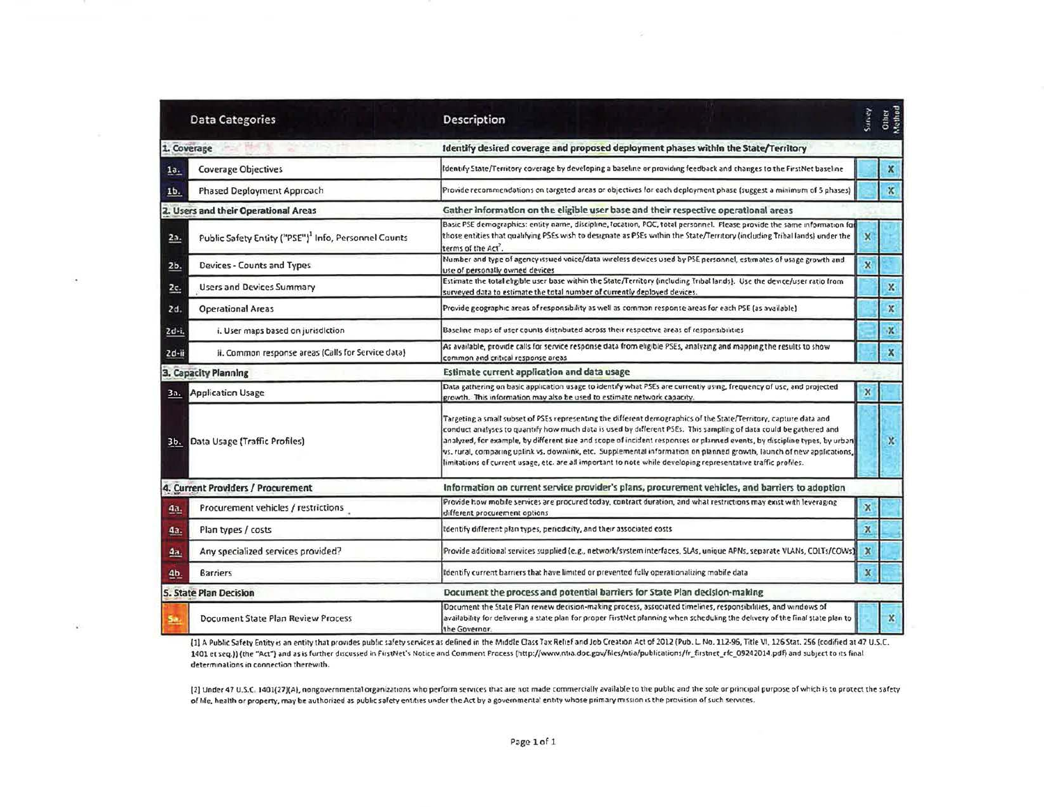| | Data Categories | Description | Survey | Other Method |
|---|---|---|---|---|
| **1. Coverage** | | **Identify desired coverage and proposed deployment phases within the State/Territory** | | |
| 1a. | Coverage Objectives | Identify State/Territory coverage by developing a baseline or providing feedback and changes to the FirstNet baseline | | X |
| 1b. | Phased Deployment Approach | Provide recommendations on targeted areas or objectives for each deployment phase (suggest a minimum of 5 phases) | | X |
| **2. Users and their Operational Areas** | | **Gather information on the eligible user base and their respective operational areas** | | |
| 2a. | Public Safety Entity ("PSE")[1] Info, Personnel Counts | Basic PSE demographics: entity name, discipline, location, POC, total personnel. Please provide the same information for those entities that qualifying PSEs wish to designate as PSEs within the State/Territory (including Tribal lands) under the terms of the Act[2]. | X | |
| 2b. | Devices - Counts and Types | Number and type of agency issued voice/data wireless devices used by PSE personnel, estimates of usage growth and use of personally owned devices | X | |
| 2c. | Users and Devices Summary | Estimate the total eligible user base within the State/Territory (including Tribal lands). Use the device/user ratio from surveyed data to estimate the total number of currently deployed devices. | | X |
| 2d. | Operational Areas | Provide geographic areas of responsibility as well as common response areas for each PSE (as available) | | X |
| 2d-i. | i. User maps based on jurisdiction | Baseline maps of user counts distributed across their respective areas of responsibilities | | X |
| 2d-ii | ii. Common response areas (Calls for Service data) | As available, provide calls for service response data from eligible PSEs, analyzing and mapping the results to show common and critical response areas | | X |
| **3. Capacity Planning** | | **Estimate current application and data usage** | | |
| 3a. | Application Usage | Data gathering on basic application usage to identify what PSEs are currently using, frequency of use, and projected growth. This information may also be used to estimate network capacity. | X | |
| 3b. | Data Usage (Traffic Profiles) | Targeting a small subset of PSEs representing the different demographics of the State/Territory, capture data and conduct analyses to quantify how much data is used by different PSEs. This sampling of data could be gathered and analyzed, for example, by different size and scope of incident responses or planned events, by discipline types, by urban vs. rural, comparing uplink vs. downlink, etc. Supplemental information on planned growth, launch of new applications, limitations of current usage, etc. are all important to note while developing representative traffic profiles. | | X |
| **4. Current Providers / Procurement** | | **Information on current service provider's plans, procurement vehicles, and barriers to adoption** | | |
| 4a. | Procurement vehicles / restrictions | Provide how mobile services are procured today, contract duration, and what restrictions may exist with leveraging different procurement options | X | |
| 4a. | Plan types / costs | Identify different plan types, periodicity, and their associated costs | X | |
| 4a. | Any specialized services provided? | Provide additional services supplied (e.g., network/system interfaces, SLAs, unique APNs, separate VLANs, COLTs/COWs) | X | |
| 4b. | Barriers | Identify current barriers that have limited or prevented fully operationalizing mobile data | X | |
| **5. State Plan Decision** | | **Document the process and potential barriers for State Plan decision-making** | | |
| 5a. | Document State Plan Review Process | Document the State Plan review decision-making process, associated timelines, responsibilities, and windows of availability for delivering a state plan for proper FirstNet planning when scheduling the delivery of the final state plan to the Governor. | | X |

[1] A Public Safety Entity is an entity that provides public safety services as defined in the Middle Class Tax Relief and Job Creation Act of 2012 (Pub. L. No. 112-96, Title VI, 126 Stat. 256 (codified at 47 U.S.C. 1401 et seq.)) (the "Act") and as is further discussed in FirstNet's Notice and Comment Process (http://www.ntia.doc.gov/files/ntia/publications/fr_firstnet_rfc_09242014.pdf) and subject to its final determinations in connection therewith.

[2] Under 47 U.S.C. 1401(27)(A), nongovernmental organizations who perform services that are not made commercially available to the public and the sole or principal purpose of which is to protect the safety of life, health or property, may be authorized as public safety entities under the Act by a governmental entity whose primary mission is the provision of such services.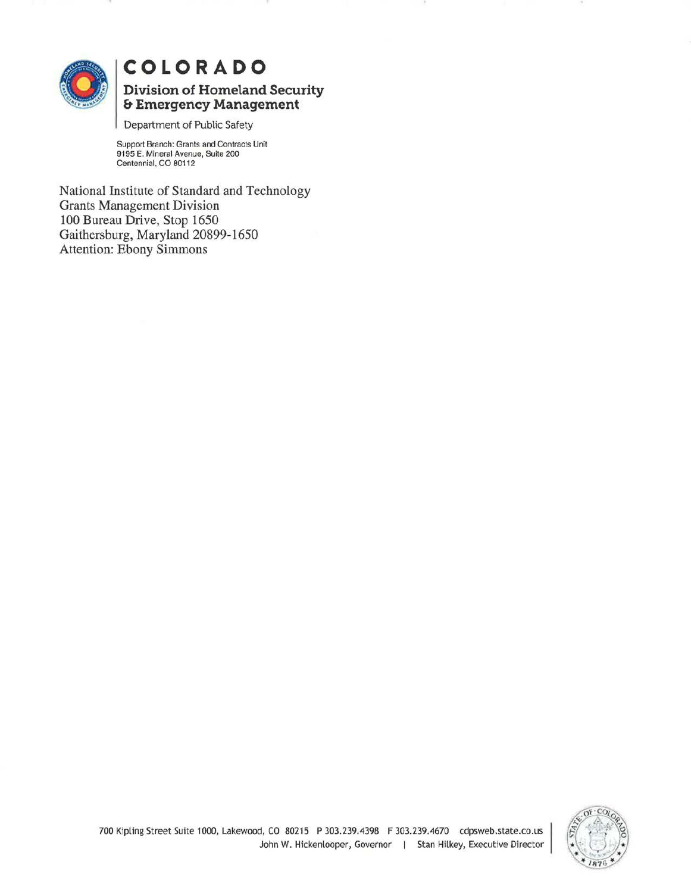# COLORADO

**Division of Homeland Security & Emergency Management**

Department of Public Safety

Support Branch: Grants and Contracts Unit
9195 E. Mineral Avenue, Suite 200
Centennial, CO 80112

National Institute of Standard and Technology
Grants Management Division
100 Bureau Drive, Stop 1650
Gaithersburg, Maryland 20899-1650
Attention: Ebony Simmons

700 Kipling Street Suite 1000, Lakewood, CO 80215 P 303.239.4398 F 303.239.4670 cdpsweb.state.co.us
John W. Hickenlooper, Governor | Stan Hilkey, Executive Director